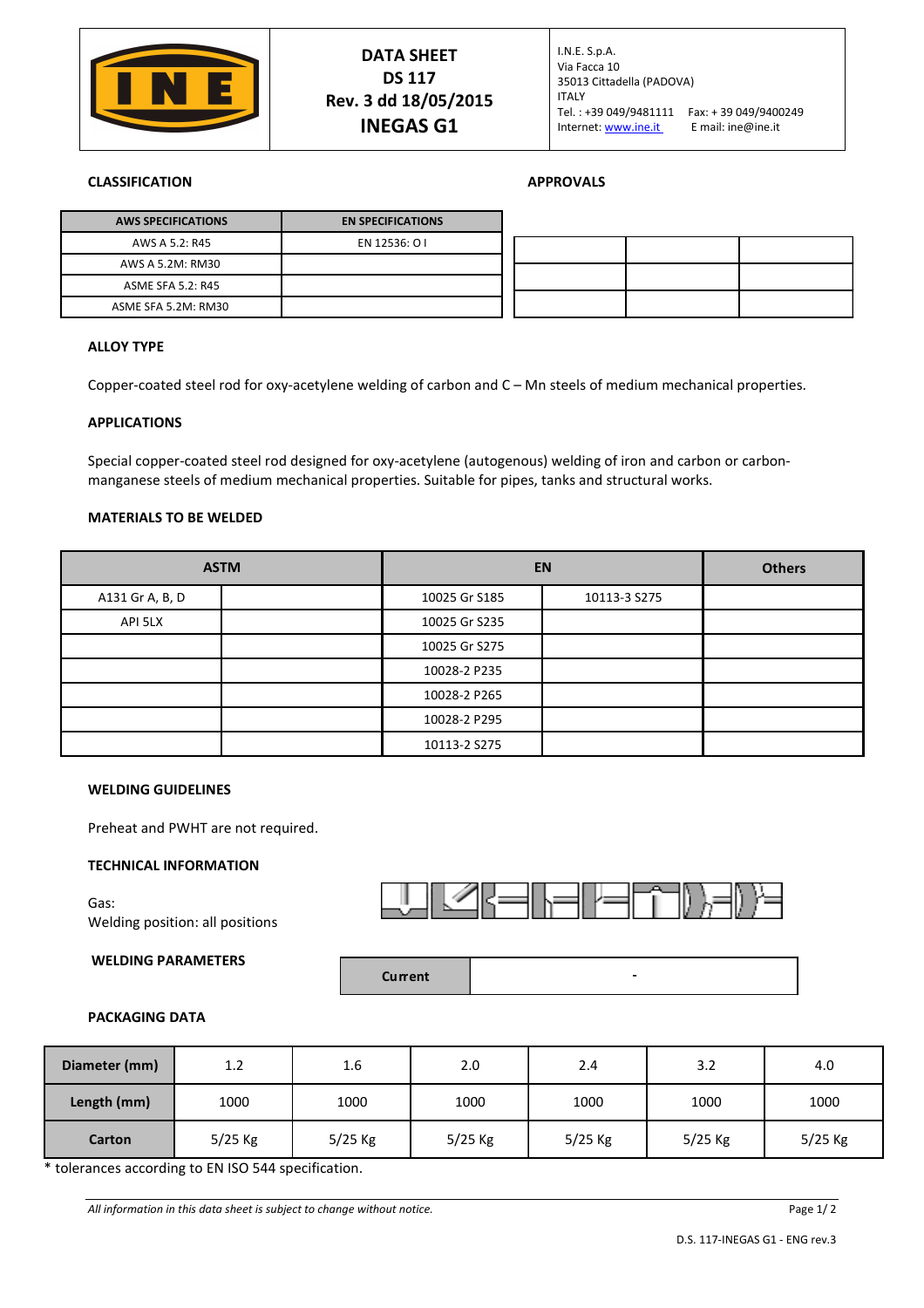| | DATA SHEET<br>DS 117<br>Rev. 3 dd 18/05/2015<br>**INEGAS G1** | I.N.E. S.p.A.<br>Via Facca 10<br>35013 Cittadella (PADOVA)<br>ITALY<br>Tel. : +39 049/9481111 Fax: + 39 049/9400249<br>Internet: www.ine.it E mail: ine@ine.it |
|---|---|---|

**CLASSIFICATION**

| AWS SPECIFICATIONS | EN SPECIFICATIONS |
|---|---|
| AWS A 5.2: R45 | EN 12536: O I |
| AWS A 5.2M: RM30 | |
| ASME SFA 5.2: R45 | |
| ASME SFA 5.2M: RM30 | |

**APPROVALS**

| | | |
|---|---|---|
| | | |
| | | |
| | | |

**ALLOY TYPE**

Copper-coated steel rod for oxy-acetylene welding of carbon and C – Mn steels of medium mechanical properties.

**APPLICATIONS**

Special copper-coated steel rod designed for oxy-acetylene (autogenous) welding of iron and carbon or carbon-manganese steels of medium mechanical properties. Suitable for pipes, tanks and structural works.

**MATERIALS TO BE WELDED**

| ASTM | | EN | | Others |
|---|---|---|---|---|
| A131 Gr A, B, D | | 10025 Gr S185 | 10113-3 S275 | |
| API 5LX | | 10025 Gr S235 | | |
| | | 10025 Gr S275 | | |
| | | 10028-2 P235 | | |
| | | 10028-2 P265 | | |
| | | 10028-2 P295 | | |
| | | 10113-2 S275 | | |

**WELDING GUIDELINES**

Preheat and PWHT are not required.

**TECHNICAL INFORMATION**

Gas:
Welding position: all positions

**WELDING PARAMETERS**

| Current | - |
|---|---|

**PACKAGING DATA**

| Diameter (mm) | 1.2 | 1.6 | 2.0 | 2.4 | 3.2 | 4.0 |
|---|---|---|---|---|---|---|
| Length (mm) | 1000 | 1000 | 1000 | 1000 | 1000 | 1000 |
| Carton | 5/25 Kg | 5/25 Kg | 5/25 Kg | 5/25 Kg | 5/25 Kg | 5/25 Kg |

* tolerances according to EN ISO 544 specification.

*All information in this data sheet is subject to change without notice.*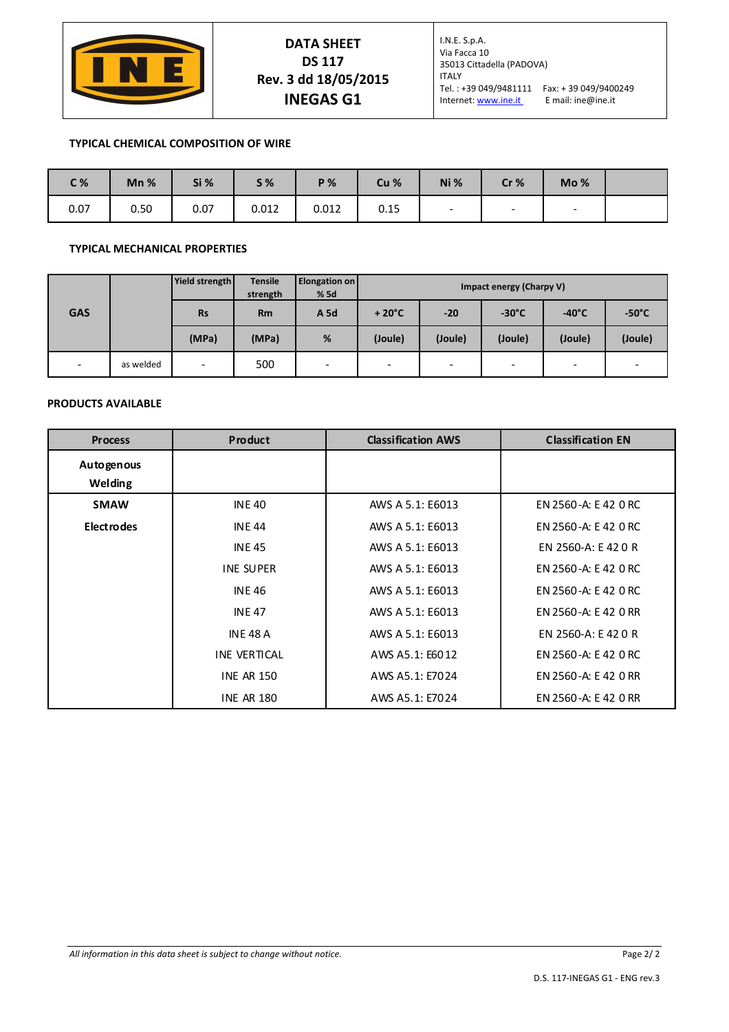| | | |
|---|---|---|
| INE | **DATA SHEET**<br>**DS 117**<br>**Rev. 3 dd 18/05/2015**<br>**INEGAS G1** | I.N.E. S.p.A.<br>Via Facca 10<br>35013 Cittadella (PADOVA)<br>ITALY<br>Tel. : +39 049/9481111 Fax: + 39 049/9400249<br>Internet: www.ine.it E mail: ine@ine.it |

**TYPICAL CHEMICAL COMPOSITION OF WIRE**

| C % | Mn % | Si % | S % | P % | Cu % | Ni % | Cr % | Mo % | |
|---|---|---|---|---|---|---|---|---|---|
| 0.07 | 0.50 | 0.07 | 0.012 | 0.012 | 0.15 | - | - | - | |

**TYPICAL MECHANICAL PROPERTIES**

| GAS | | Yield strength | Tensile strength | Elongation on % 5d | Impact energy (Charpy V) | | | | |
|---|---|---|---|---|---|---|---|---|---|
| | | Rs | Rm | A 5d | + 20°C | -20 | -30°C | -40°C | -50°C |
| | | (MPa) | (MPa) | % | (Joule) | (Joule) | (Joule) | (Joule) | (Joule) |
| - | as welded | - | 500 | - | - | - | - | - | - |

**PRODUCTS AVAILABLE**

| Process | Product | Classification AWS | Classification EN |
|---|---|---|---|
| **Autogenous Welding** | | | |
| **SMAW Electrodes** | INE 40 | AWS A 5.1: E6013 | EN 2560-A: E 42 0 RC |
| | INE 44 | AWS A 5.1: E6013 | EN 2560-A: E 42 0 RC |
| | INE 45 | AWS A 5.1: E6013 | EN 2560-A: E 42 0 R |
| | INE SUPER | AWS A 5.1: E6013 | EN 2560-A: E 42 0 RC |
| | INE 46 | AWS A 5.1: E6013 | EN 2560-A: E 42 0 RC |
| | INE 47 | AWS A 5.1: E6013 | EN 2560-A: E 42 0 RR |
| | INE 48 A | AWS A 5.1: E6013 | EN 2560-A: E 42 0 R |
| | INE VERTICAL | AWS A5.1: E6012 | EN 2560-A: E 42 0 RC |
| | INE AR 150 | AWS A5.1: E7024 | EN 2560-A: E 42 0 RR |
| | INE AR 180 | AWS A5.1: E7024 | EN 2560-A: E 42 0 RR |

*All information in this data sheet is subject to change without notice.*

D.S. 117-INEGAS G1 - ENG rev.3